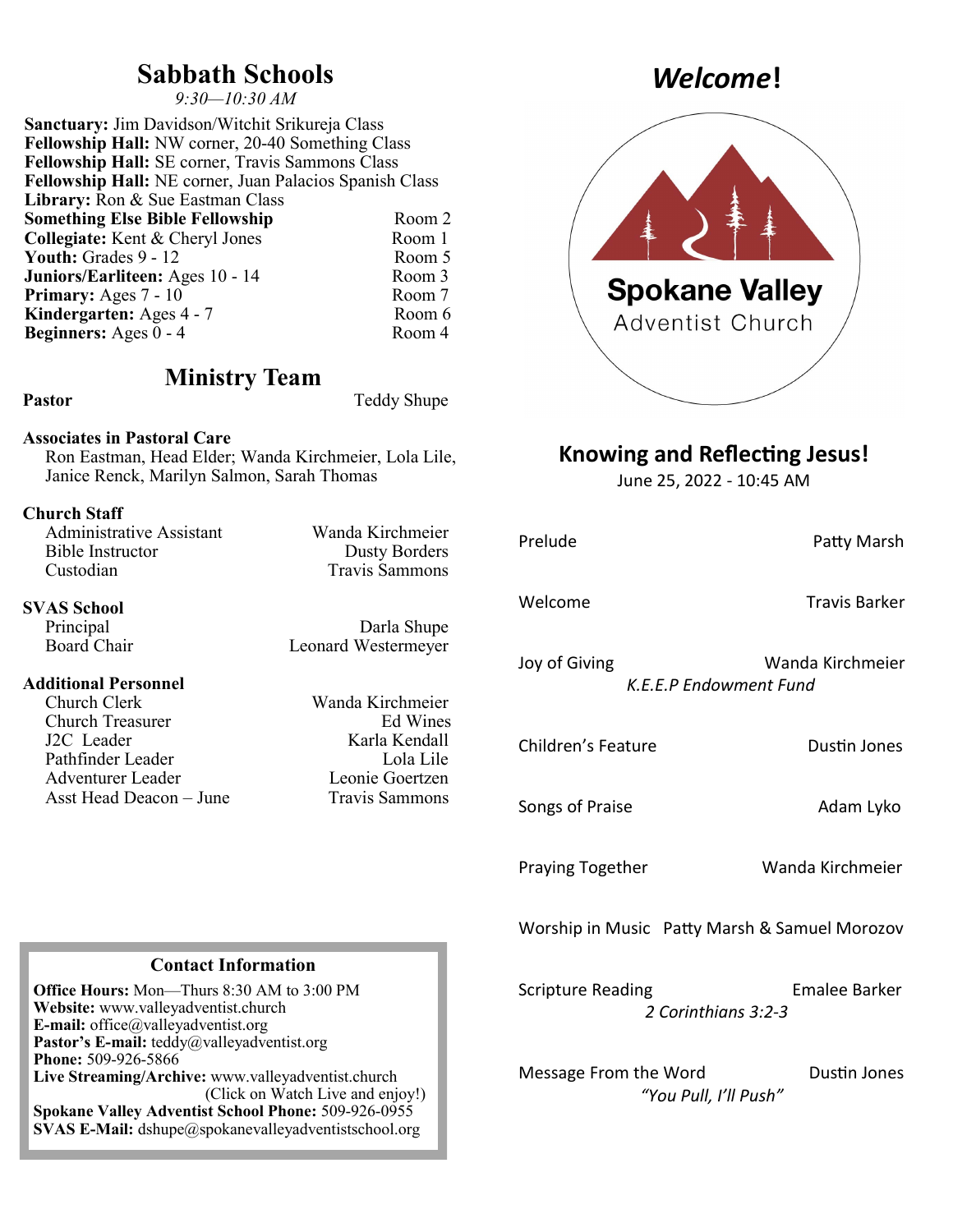## Sabbath Schools

*9:30—10:30 AM*

**Sanctuary:** Jim Davidson/Witchit Srikureja Class
**Fellowship Hall:** NW corner, 20-40 Something Class
**Fellowship Hall:** SE corner, Travis Sammons Class
**Fellowship Hall:** NE corner, Juan Palacios Spanish Class
**Library:** Ron & Sue Eastman Class

| | |
|---|---|
| **Something Else Bible Fellowship** | Room 2 |
| **Collegiate:** Kent & Cheryl Jones | Room 1 |
| **Youth:** Grades 9 - 12 | Room 5 |
| **Juniors/Earliteen:** Ages 10 - 14 | Room 3 |
| **Primary:** Ages 7 - 10 | Room 7 |
| **Kindergarten:** Ages 4 - 7 | Room 6 |
| **Beginners:** Ages 0 - 4 | Room 4 |

## Ministry Team

**Pastor** Teddy Shupe

**Associates in Pastoral Care**
Ron Eastman, Head Elder; Wanda Kirchmeier, Lola Lile, Janice Renck, Marilyn Salmon, Sarah Thomas

**Church Staff**

| | |
|---|---|
| Administrative Assistant | Wanda Kirchmeier |
| Bible Instructor | Dusty Borders |
| Custodian | Travis Sammons |

**SVAS School**

| | |
|---|---|
| Principal | Darla Shupe |
| Board Chair | Leonard Westermeyer |

**Additional Personnel**

| | |
|---|---|
| Church Clerk | Wanda Kirchmeier |
| Church Treasurer | Ed Wines |
| J2C Leader | Karla Kendall |
| Pathfinder Leader | Lola Lile |
| Adventurer Leader | Leonie Goertzen |
| Asst Head Deacon – June | Travis Sammons |

### Contact Information

**Office Hours:** Mon—Thurs 8:30 AM to 3:00 PM
**Website:** www.valleyadventist.church
**E-mail:** office@valleyadventist.org
**Pastor's E-mail:** teddy@valleyadventist.org
**Phone:** 509-926-5866
**Live Streaming/Archive:** www.valleyadventist.church (Click on Watch Live and enjoy!)
**Spokane Valley Adventist School Phone:** 509-926-0955
**SVAS E-Mail:** dshupe@spokanevalleyadventistschool.org

# *Welcome*!

Spokane Valley Adventist Church

## Knowing and Reflecting Jesus!

June 25, 2022 - 10:45 AM

| | |
|---|---|
| Prelude | Patty Marsh |
| Welcome | Travis Barker |
| Joy of Giving *K.E.E.P Endowment Fund* | Wanda Kirchmeier |
| Children's Feature | Dustin Jones |
| Songs of Praise | Adam Lyko |
| Praying Together | Wanda Kirchmeier |
| Worship in Music | Patty Marsh & Samuel Morozov |
| Scripture Reading *2 Corinthians 3:2-3* | Emalee Barker |
| Message From the Word *"You Pull, I'll Push"* | Dustin Jones |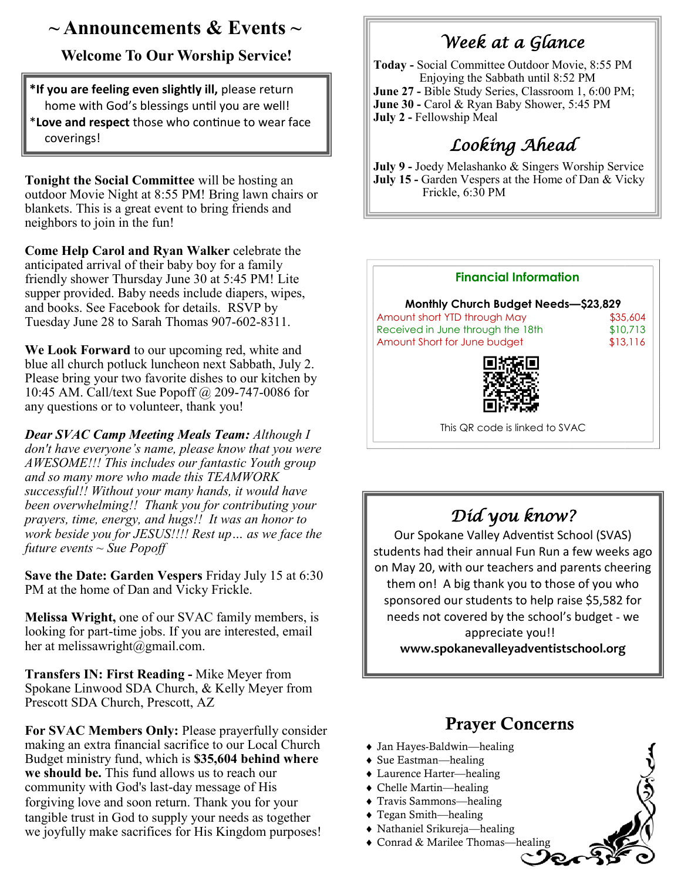# ~ Announcements & Events ~

## Welcome To Our Worship Service!

*If you are feeling even slightly ill,** please return home with God's blessings until you are well!

***Love and respect** those who continue to wear face coverings!

**Tonight the Social Committee** will be hosting an outdoor Movie Night at 8:55 PM! Bring lawn chairs or blankets. This is a great event to bring friends and neighbors to join in the fun!

**Come Help Carol and Ryan Walker** celebrate the anticipated arrival of their baby boy for a family friendly shower Thursday June 30 at 5:45 PM! Lite supper provided. Baby needs include diapers, wipes, and books. See Facebook for details. RSVP by Tuesday June 28 to Sarah Thomas 907-602-8311.

**We Look Forward** to our upcoming red, white and blue all church potluck luncheon next Sabbath, July 2. Please bring your two favorite dishes to our kitchen by 10:45 AM. Call/text Sue Popoff @ 209-747-0086 for any questions or to volunteer, thank you!

***Dear SVAC Camp Meeting Meals Team:*** *Although I don't have everyone's name, please know that you were AWESOME!!! This includes our fantastic Youth group and so many more who made this TEAMWORK successful!! Without your many hands, it would have been overwhelming!! Thank you for contributing your prayers, time, energy, and hugs!! It was an honor to work beside you for JESUS!!!! Rest up… as we face the future events ~ Sue Popoff*

**Save the Date: Garden Vespers** Friday July 15 at 6:30 PM at the home of Dan and Vicky Frickle.

**Melissa Wright,** one of our SVAC family members, is looking for part-time jobs. If you are interested, email her at melissawright@gmail.com.

**Transfers IN: First Reading -** Mike Meyer from Spokane Linwood SDA Church, & Kelly Meyer from Prescott SDA Church, Prescott, AZ

**For SVAC Members Only:** Please prayerfully consider making an extra financial sacrifice to our Local Church Budget ministry fund, which is **$35,604 behind where we should be.** This fund allows us to reach our community with God's last-day message of His forgiving love and soon return. Thank you for your tangible trust in God to supply your needs as together we joyfully make sacrifices for His Kingdom purposes!

## Week at a Glance

**Today -** Social Committee Outdoor Movie, 8:55 PM
Enjoying the Sabbath until 8:52 PM
**June 27 -** Bible Study Series, Classroom 1, 6:00 PM;
**June 30 -** Carol & Ryan Baby Shower, 5:45 PM
**July 2 -** Fellowship Meal

## Looking Ahead

**July 9 -** Joedy Melashanko & Singers Worship Service
**July 15 -** Garden Vespers at the Home of Dan & Vicky Frickle, 6:30 PM

## Financial Information

**Monthly Church Budget Needs—$23,829**

| | |
|---|---|
| Amount short YTD through May | $35,604 |
| Received in June through the 18th | $10,713 |
| Amount Short for June budget | $13,116 |

This QR code is linked to SVAC

## Did you know?

Our Spokane Valley Adventist School (SVAS) students had their annual Fun Run a few weeks ago on May 20, with our teachers and parents cheering them on! A big thank you to those of you who sponsored our students to help raise $5,582 for needs not covered by the school's budget - we appreciate you!!

**www.spokanevalleyadventistschool.org**

## Prayer Concerns

- Jan Hayes-Baldwin—healing
- Sue Eastman—healing
- Laurence Harter—healing
- Chelle Martin—healing
- Travis Sammons—healing
- Tegan Smith—healing
- Nathaniel Srikureja—healing
- Conrad & Marilee Thomas—healing